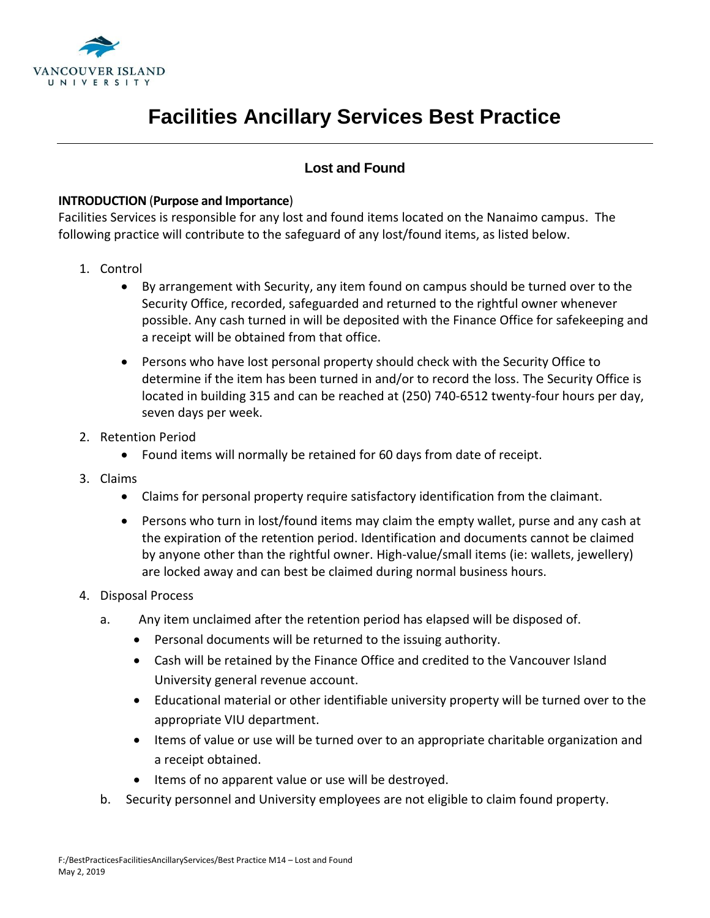# Facilities Ancillary Services Best Practice

## Lost and Found

**INTRODUCTION** (**Purpose and Importance**)
Facilities Services is responsible for any lost and found items located on the Nanaimo campus. The following practice will contribute to the safeguard of any lost/found items, as listed below.

1. Control
   - By arrangement with Security, any item found on campus should be turned over to the Security Office, recorded, safeguarded and returned to the rightful owner whenever possible. Any cash turned in will be deposited with the Finance Office for safekeeping and a receipt will be obtained from that office.
   - Persons who have lost personal property should check with the Security Office to determine if the item has been turned in and/or to record the loss. The Security Office is located in building 315 and can be reached at (250) 740-6512 twenty-four hours per day, seven days per week.
2. Retention Period
   - Found items will normally be retained for 60 days from date of receipt.
3. Claims
   - Claims for personal property require satisfactory identification from the claimant.
   - Persons who turn in lost/found items may claim the empty wallet, purse and any cash at the expiration of the retention period. Identification and documents cannot be claimed by anyone other than the rightful owner. High-value/small items (ie: wallets, jewellery) are locked away and can best be claimed during normal business hours.
4. Disposal Process
   a. Any item unclaimed after the retention period has elapsed will be disposed of.
      - Personal documents will be returned to the issuing authority.
      - Cash will be retained by the Finance Office and credited to the Vancouver Island University general revenue account.
      - Educational material or other identifiable university property will be turned over to the appropriate VIU department.
      - Items of value or use will be turned over to an appropriate charitable organization and a receipt obtained.
      - Items of no apparent value or use will be destroyed.

   b. Security personnel and University employees are not eligible to claim found property.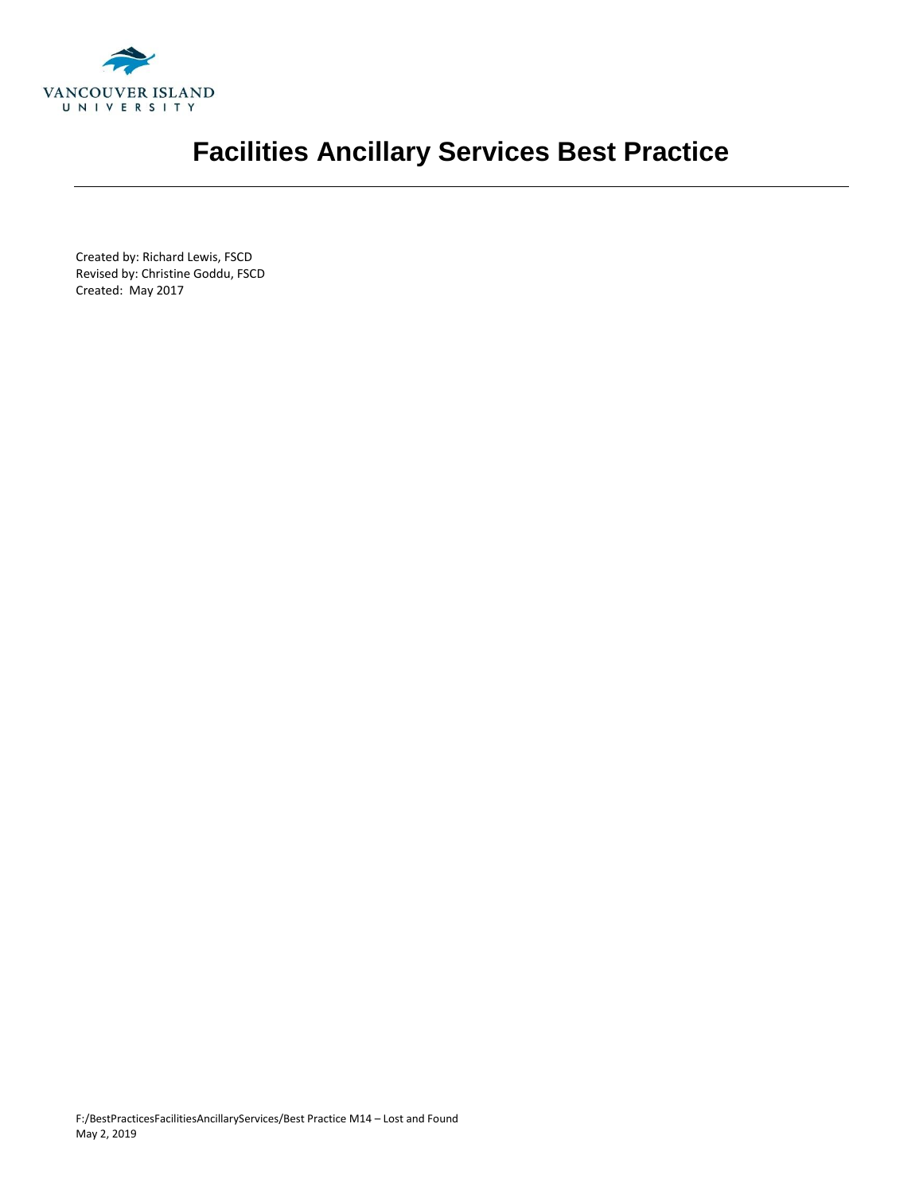VANCOUVER ISLAND UNIVERSITY

# Facilities Ancillary Services Best Practice

Created by: Richard Lewis, FSCD
Revised by: Christine Goddu, FSCD
Created: May 2017